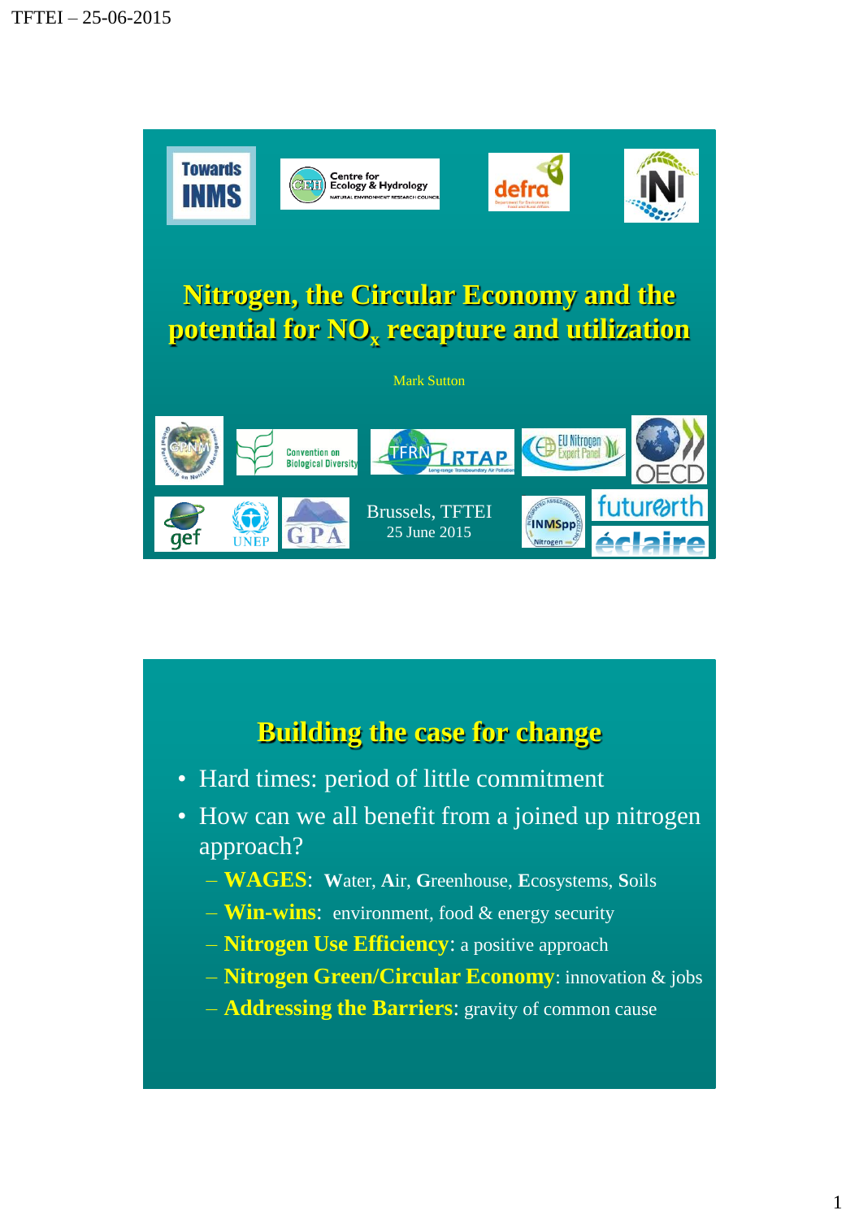# Nitrogen, the Circular Economy and the potential for $NO_x$ recapture and utilization

Mark Sutton

Brussels, TFTEI
25 June 2015

## Building the case for change

- Hard times: period of little commitment
- How can we all benefit from a joined up nitrogen approach?
  - **WAGES**: **W**ater, **A**ir, **G**reenhouse, **E**cosystems, **S**oils
  - **Win-wins**: environment, food & energy security
  - **Nitrogen Use Efficiency**: a positive approach
  - **Nitrogen Green/Circular Economy**: innovation & jobs
  - **Addressing the Barriers**: gravity of common cause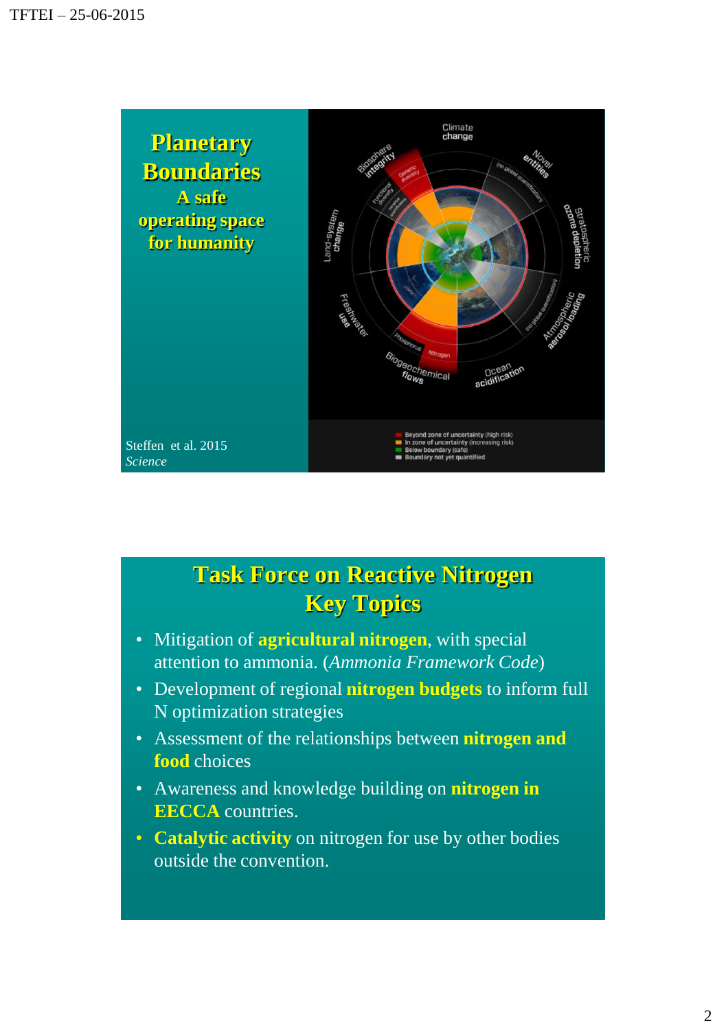## Planetary Boundaries

**A safe operating space for humanity**

Steffen et al. 2015
*Science*

Climate change

Novel entities

(no global quantification)

Stratospheric ozone depletion

Atmospheric aerosol loading

(no global quantification)

Ocean acidification

Biogeochemical flows

Nitrogen

Phosphorus

Freshwater use

Land-system change

Biosphere integrity

Genetic diversity

Functional diversity

- Beyond zone of uncertainty (high risk)
- In zone of uncertainty (increasing risk)
- Below boundary (safe)
- Boundary not yet quantified

## Task Force on Reactive Nitrogen Key Topics

- Mitigation of **agricultural nitrogen**, with special attention to ammonia. (*Ammonia Framework Code*)
- Development of regional **nitrogen budgets** to inform full N optimization strategies
- Assessment of the relationships between **nitrogen and food** choices
- Awareness and knowledge building on **nitrogen in EECCA** countries.
- **Catalytic activity** on nitrogen for use by other bodies outside the convention.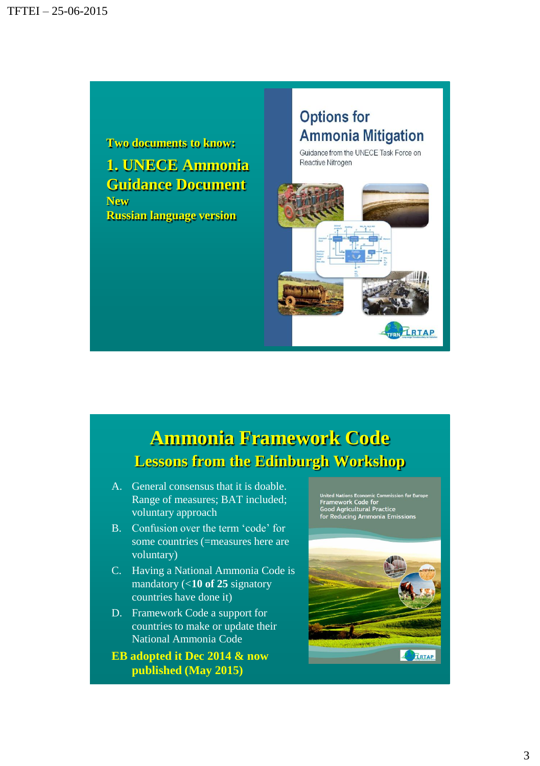**Two documents to know:**

## 1. UNECE Ammonia Guidance Document

**New**

**Russian language version**

Options for Ammonia Mitigation

Guidance from the UNECE Task Force on Reactive Nitrogen

## Ammonia Framework Code

### Lessons from the Edinburgh Workshop

A. General consensus that it is doable. Range of measures; BAT included; voluntary approach
B. Confusion over the term 'code' for some countries (=measures here are voluntary)
C. Having a National Ammonia Code is mandatory (<**10 of 25** signatory countries have done it)
D. Framework Code a support for countries to make or update their National Ammonia Code

**EB adopted it Dec 2014 & now published (May 2015)**

United Nations Economic Commission for Europe
Framework Code for
Good Agricultural Practice
for Reducing Ammonia Emissions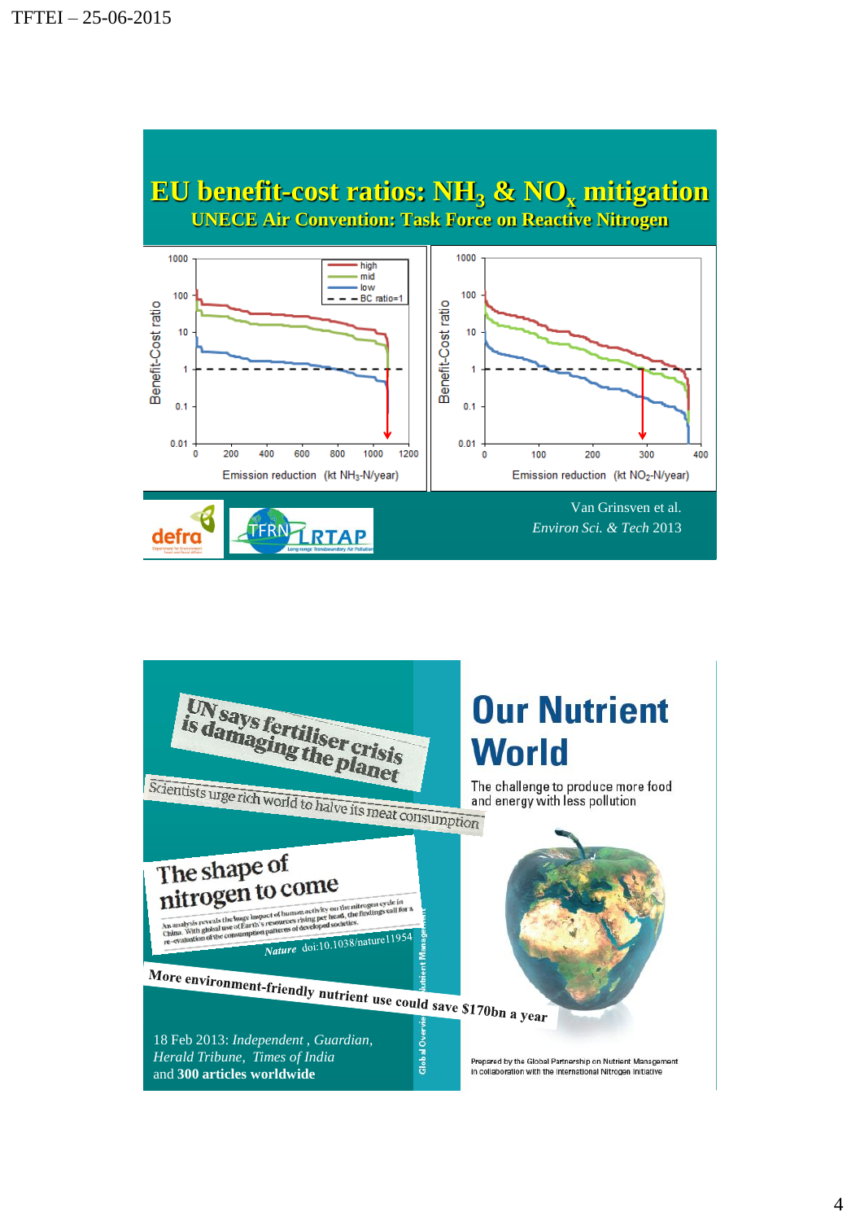# EU benefit-cost ratios: $NH_3$ & $NO_x$ mitigation

## UNECE Air Convention: Task Force on Reactive Nitrogen

Benefit-Cost ratio (1000, 100, 10, 1, 0.1, 0.01)

high / mid / low / BC ratio=1

Emission reduction (kt $NH_3$-N/year) (0, 200, 400, 600, 800, 1000, 1200)

Emission reduction (kt $NO_2$-N/year) (0, 100, 200, 300, 400)

Van Grinsven et al.
*Environ Sci. & Tech* 2013

defra — TFRN — LRTAP

---

UN says fertiliser crisis is damaging the planet

Scientists urge rich world to halve its meat consumption

The shape of nitrogen to come

*Nature* doi:10.1038/nature11954

More environment-friendly nutrient use could save $170bn a year

18 Feb 2013: *Independent*, *Guardian*, *Herald Tribune*, *Times of India* and **300 articles worldwide**

# Our Nutrient World

The challenge to produce more food and energy with less pollution

Prepared by the Global Partnership on Nutrient Management in collaboration with the International Nitrogen Initiative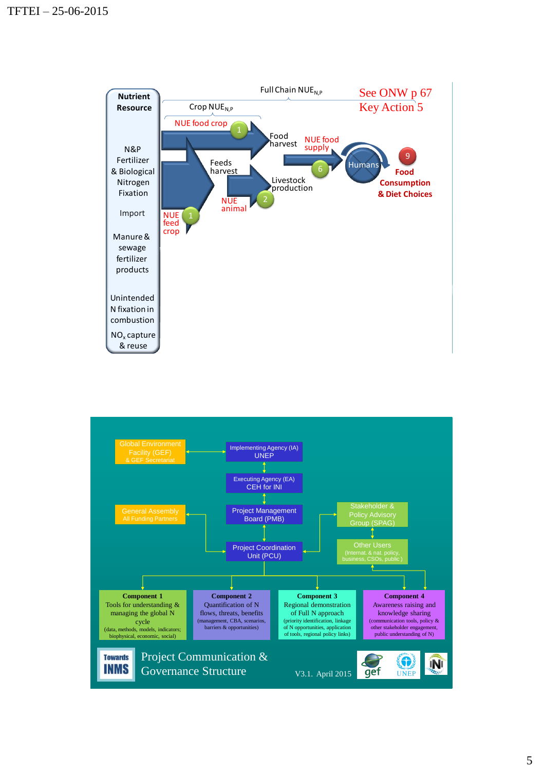Nutrient Resource

N&P Fertilizer & Biological Nitrogen Fixation

Import

Manure & sewage fertilizer products

Unintended N fixation in combustion

$NO_x$ capture & reuse

Full Chain $NUE_{N,P}$

Crop $NUE_{N,P}$

See ONW p 67
Key Action 5

NUE food crop (1)

Food harvest

NUE food supply (6)

Humans

(9) Food Consumption & Diet Choices

Feeds harvest

Livestock production

NUE animal (2)

NUE feed crop (1)

---

Global Environment Facility (GEF) & GEF Secretariat

Implementing Agency (IA) UNEP

Executing Agency (EA) CEH for INI

General Assembly
All Funding Partners

Project Management Board (PMB)

Stakeholder & Policy Advisory Group (SPAG)

Project Coordination Unit (PCU)

Other Users
(Internat. & nat. policy, business, CSOs, public)

**Component 1**
Tools for understanding & managing the global N cycle
(data, methods, models, indicators; biophysical, economic, social)

**Component 2**
Quantification of N flows, threats, benefits
(management, CBA, scenarios, barriers & opportunities)

**Component 3**
Regional demonstration of Full N approach
(priority identification, linkage of N opportunities, application of tools, regional policy links)

**Component 4**
Awareness raising and knowledge sharing
(communication tools, policy & other stakeholder engagement, public understanding of N)

Towards INMS

Project Communication & Governance Structure

V3.1. April 2015

gef UNEP INI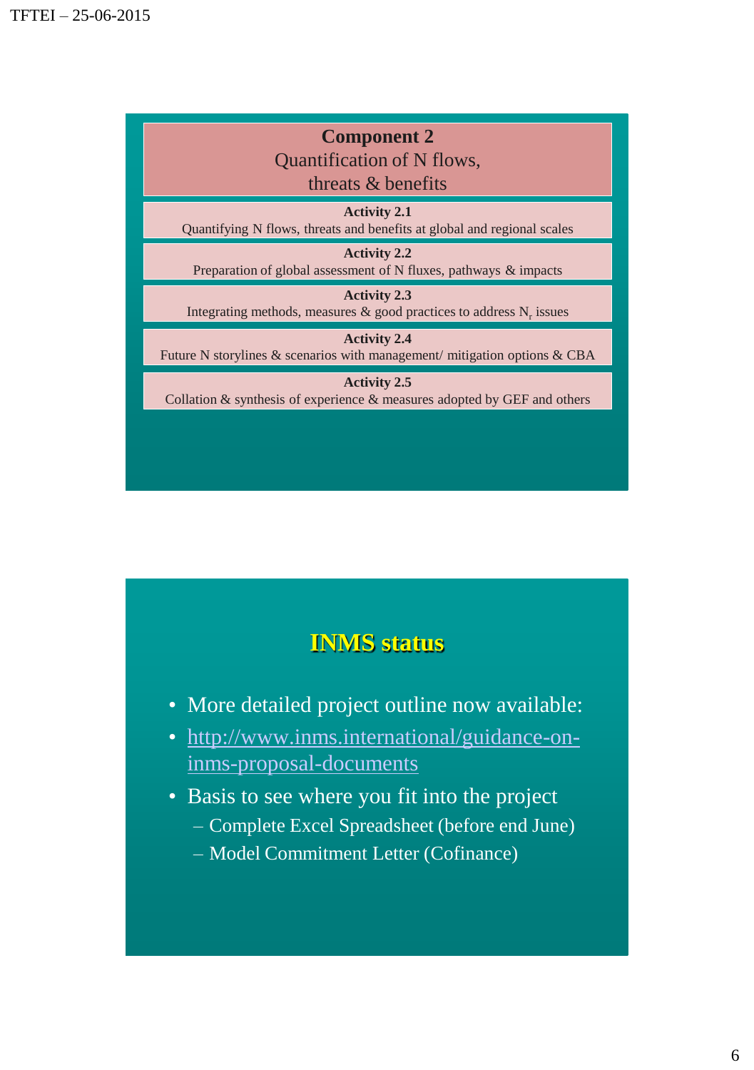## Component 2
Quantification of N flows, threats & benefits

**Activity 2.1**
Quantifying N flows, threats and benefits at global and regional scales

**Activity 2.2**
Preparation of global assessment of N fluxes, pathways & impacts

**Activity 2.3**
Integrating methods, measures & good practices to address $N_r$ issues

**Activity 2.4**
Future N storylines & scenarios with management/ mitigation options & CBA

**Activity 2.5**
Collation & synthesis of experience & measures adopted by GEF and others

## INMS status

- More detailed project outline now available:
- http://www.inms.international/guidance-on-inms-proposal-documents
- Basis to see where you fit into the project
  - Complete Excel Spreadsheet (before end June)
  - Model Commitment Letter (Cofinance)